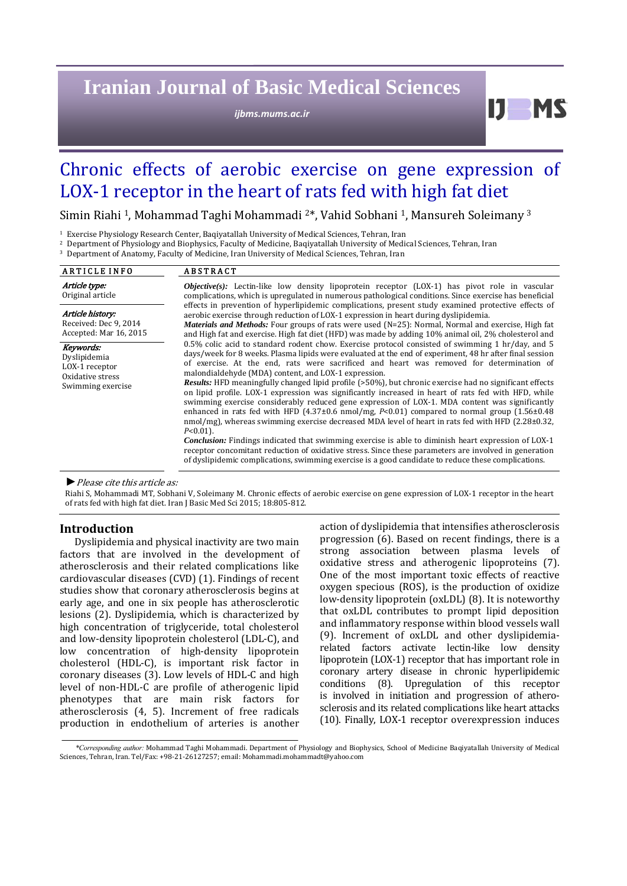# Chronic effects of aerobic exercise on gene expression of LOX-1 receptor in the heart of rats fed with high fat diet

Simin Riahi [1], Mohammad Taghi Mohammadi [2]*, Vahid Sobhani [1], Mansureh Soleimany [3]

[1] Exercise Physiology Research Center, Baqiyatallah University of Medical Sciences, Tehran, Iran
[2] Department of Physiology and Biophysics, Faculty of Medicine, Baqiyatallah University of Medical Sciences, Tehran, Iran
[3] Department of Anatomy, Faculty of Medicine, Iran University of Medical Sciences, Tehran, Iran

**ARTICLE INFO**

*Article type:*
Original article

*Article history:*
Received: Dec 9, 2014
Accepted: Mar 16, 2015

*Keywords:*
Dyslipidemia
LOX-1 receptor
Oxidative stress
Swimming exercise

**ABSTRACT**

***Objective(s):*** Lectin-like low density lipoprotein receptor (LOX-1) has pivot role in vascular complications, which is upregulated in numerous pathological conditions. Since exercise has beneficial effects in prevention of hyperlipidemic complications, present study examined protective effects of aerobic exercise through reduction of LOX-1 expression in heart during dyslipidemia.

***Materials and Methods:*** Four groups of rats were used (N=25): Normal, Normal and exercise, High fat and High fat and exercise. High fat diet (HFD) was made by adding 10% animal oil, 2% cholesterol and 0.5% colic acid to standard rodent chow. Exercise protocol consisted of swimming 1 hr/day, and 5 days/week for 8 weeks. Plasma lipids were evaluated at the end of experiment, 48 hr after final session of exercise. At the end, rats were sacrificed and heart was removed for determination of malondialdehyde (MDA) content, and LOX-1 expression.

***Results:*** HFD meaningfully changed lipid profile (>50%), but chronic exercise had no significant effects on lipid profile. LOX-1 expression was significantly increased in heart of rats fed with HFD, while swimming exercise considerably reduced gene expression of LOX-1. MDA content was significantly enhanced in rats fed with HFD (4.37±0.6 nmol/mg, *P*<0.01) compared to normal group (1.56±0.48 nmol/mg), whereas swimming exercise decreased MDA level of heart in rats fed with HFD (2.28±0.32, *P*<0.01).

***Conclusion:*** Findings indicated that swimming exercise is able to diminish heart expression of LOX-1 receptor concomitant reduction of oxidative stress. Since these parameters are involved in generation of dyslipidemic complications, swimming exercise is a good candidate to reduce these complications.

► *Please cite this article as:*

Riahi S, Mohammadi MT, Sobhani V, Soleimany M. Chronic effects of aerobic exercise on gene expression of LOX-1 receptor in the heart of rats fed with high fat diet. Iran J Basic Med Sci 2015; 18:805-812.

## Introduction

Dyslipidemia and physical inactivity are two main factors that are involved in the development of atherosclerosis and their related complications like cardiovascular diseases (CVD) (1). Findings of recent studies show that coronary atherosclerosis begins at early age, and one in six people has atherosclerotic lesions (2). Dyslipidemia, which is characterized by high concentration of triglyceride, total cholesterol and low-density lipoprotein cholesterol (LDL-C), and low concentration of high-density lipoprotein cholesterol (HDL-C), is important risk factor in coronary diseases (3). Low levels of HDL-C and high level of non-HDL-C are profile of atherogenic lipid phenotypes that are main risk factors for atherosclerosis (4, 5). Increment of free radicals production in endothelium of arteries is another action of dyslipidemia that intensifies atherosclerosis progression (6). Based on recent findings, there is a strong association between plasma levels of oxidative stress and atherogenic lipoproteins (7). One of the most important toxic effects of reactive oxygen specious (ROS), is the production of oxidize low-density lipoprotein (oxLDL) (8). It is noteworthy that oxLDL contributes to prompt lipid deposition and inflammatory response within blood vessels wall (9). Increment of oxLDL and other dyslipidemia-related factors activate lectin-like low density lipoprotein (LOX-1) receptor that has important role in coronary artery disease in chronic hyperlipidemic conditions (8). Upregulation of this receptor is involved in initiation and progression of athero-sclerosis and its related complications like heart attacks (10). Finally, LOX-1 receptor overexpression induces

*Corresponding author: Mohammad Taghi Mohammadi. Department of Physiology and Biophysics, School of Medicine Baqiyatallah University of Medical Sciences, Tehran, Iran. Tel/Fax: +98-21-26127257; email: Mohammadi.mohammadt@yahoo.com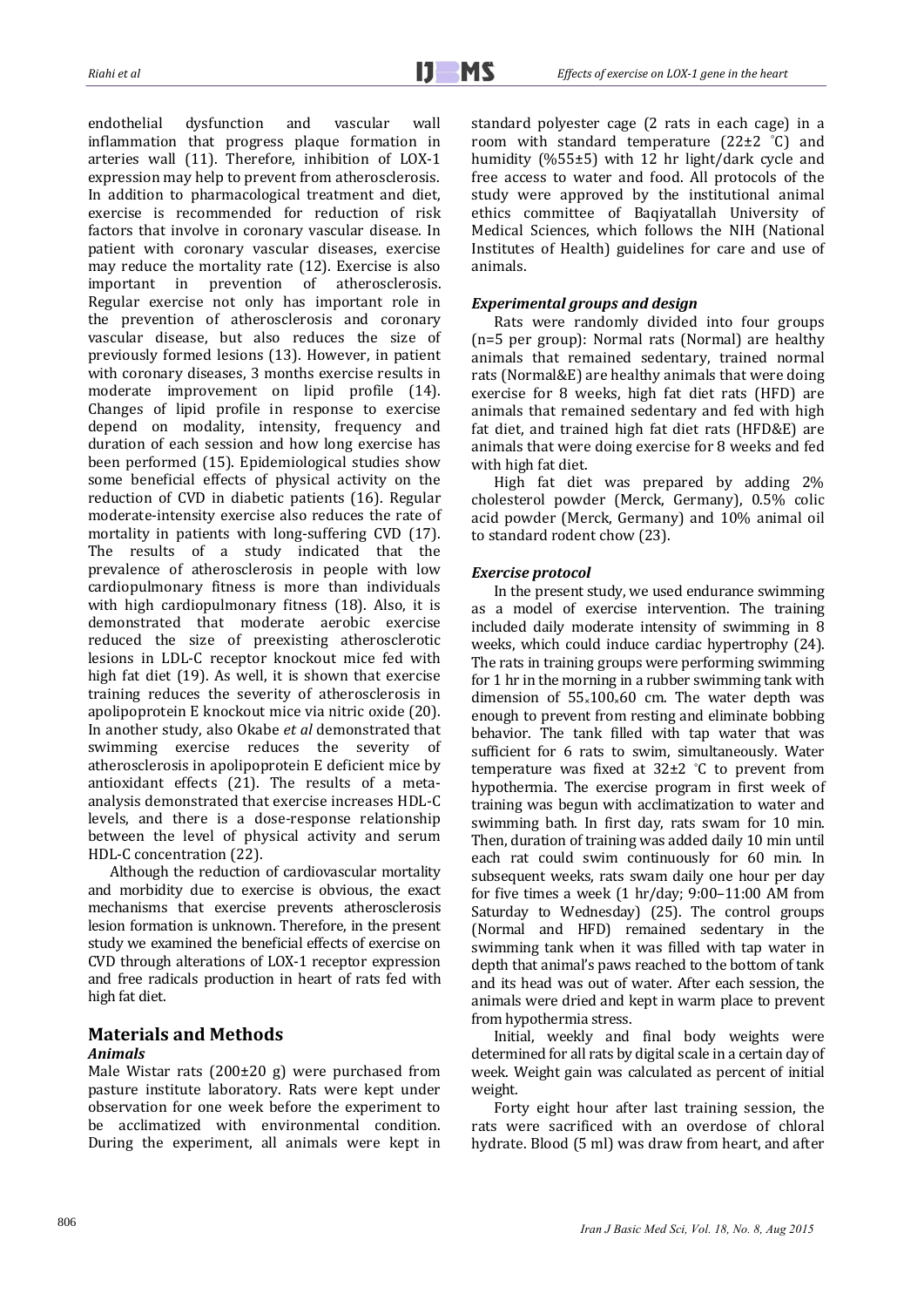endothelial dysfunction and vascular wall inflammation that progress plaque formation in arteries wall (11). Therefore, inhibition of LOX-1 expression may help to prevent from atherosclerosis. In addition to pharmacological treatment and diet, exercise is recommended for reduction of risk factors that involve in coronary vascular disease. In patient with coronary vascular diseases, exercise may reduce the mortality rate (12). Exercise is also important in prevention of atherosclerosis. Regular exercise not only has important role in the prevention of atherosclerosis and coronary vascular disease, but also reduces the size of previously formed lesions (13). However, in patient with coronary diseases, 3 months exercise results in moderate improvement on lipid profile (14). Changes of lipid profile in response to exercise depend on modality, intensity, frequency and duration of each session and how long exercise has been performed (15). Epidemiological studies show some beneficial effects of physical activity on the reduction of CVD in diabetic patients (16). Regular moderate-intensity exercise also reduces the rate of mortality in patients with long-suffering CVD (17). The results of a study indicated that the prevalence of atherosclerosis in people with low cardiopulmonary fitness is more than individuals with high cardiopulmonary fitness (18). Also, it is demonstrated that moderate aerobic exercise reduced the size of preexisting atherosclerotic lesions in LDL-C receptor knockout mice fed with high fat diet (19). As well, it is shown that exercise training reduces the severity of atherosclerosis in apolipoprotein E knockout mice via nitric oxide (20). In another study, also Okabe *et al* demonstrated that swimming exercise reduces the severity of atherosclerosis in apolipoprotein E deficient mice by antioxidant effects (21). The results of a meta-analysis demonstrated that exercise increases HDL-C levels, and there is a dose-response relationship between the level of physical activity and serum HDL-C concentration (22).

Although the reduction of cardiovascular mortality and morbidity due to exercise is obvious, the exact mechanisms that exercise prevents atherosclerosis lesion formation is unknown. Therefore, in the present study we examined the beneficial effects of exercise on CVD through alterations of LOX-1 receptor expression and free radicals production in heart of rats fed with high fat diet.

## Materials and Methods

### *Animals*

Male Wistar rats (200±20 g) were purchased from pasture institute laboratory. Rats were kept under observation for one week before the experiment to be acclimatized with environmental condition. During the experiment, all animals were kept in standard polyester cage (2 rats in each cage) in a room with standard temperature (22±2 °C) and humidity (%55±5) with 12 hr light/dark cycle and free access to water and food. All protocols of the study were approved by the institutional animal ethics committee of Baqiyatallah University of Medical Sciences, which follows the NIH (National Institutes of Health) guidelines for care and use of animals.

### *Experimental groups and design*

Rats were randomly divided into four groups (n=5 per group): Normal rats (Normal) are healthy animals that remained sedentary, trained normal rats (Normal&E) are healthy animals that were doing exercise for 8 weeks, high fat diet rats (HFD) are animals that remained sedentary and fed with high fat diet, and trained high fat diet rats (HFD&E) are animals that were doing exercise for 8 weeks and fed with high fat diet.

High fat diet was prepared by adding 2% cholesterol powder (Merck, Germany), 0.5% colic acid powder (Merck, Germany) and 10% animal oil to standard rodent chow (23).

### *Exercise protocol*

In the present study, we used endurance swimming as a model of exercise intervention. The training included daily moderate intensity of swimming in 8 weeks, which could induce cardiac hypertrophy (24). The rats in training groups were performing swimming for 1 hr in the morning in a rubber swimming tank with dimension of 55×100×60 cm. The water depth was enough to prevent from resting and eliminate bobbing behavior. The tank filled with tap water that was sufficient for 6 rats to swim, simultaneously. Water temperature was fixed at 32±2 °C to prevent from hypothermia. The exercise program in first week of training was begun with acclimatization to water and swimming bath. In first day, rats swam for 10 min. Then, duration of training was added daily 10 min until each rat could swim continuously for 60 min. In subsequent weeks, rats swam daily one hour per day for five times a week (1 hr/day; 9:00–11:00 AM from Saturday to Wednesday) (25). The control groups (Normal and HFD) remained sedentary in the swimming tank when it was filled with tap water in depth that animal's paws reached to the bottom of tank and its head was out of water. After each session, the animals were dried and kept in warm place to prevent from hypothermia stress.

Initial, weekly and final body weights were determined for all rats by digital scale in a certain day of week. Weight gain was calculated as percent of initial weight.

Forty eight hour after last training session, the rats were sacrificed with an overdose of chloral hydrate. Blood (5 ml) was draw from heart, and after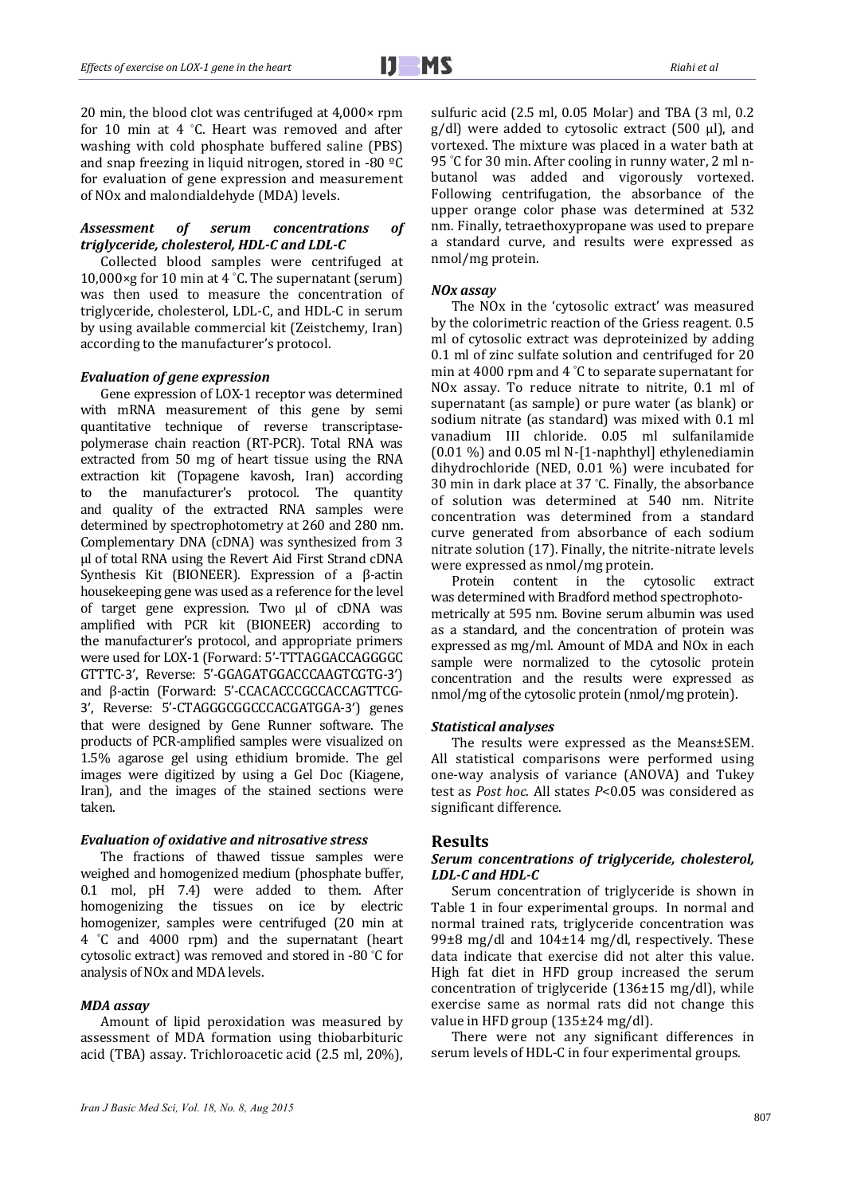20 min, the blood clot was centrifuged at 4,000× rpm for 10 min at 4 °C. Heart was removed and after washing with cold phosphate buffered saline (PBS) and snap freezing in liquid nitrogen, stored in -80 ºC for evaluation of gene expression and measurement of NOx and malondialdehyde (MDA) levels.

### *Assessment of serum concentrations of triglyceride, cholesterol, HDL-C and LDL-C*

Collected blood samples were centrifuged at 10,000×g for 10 min at 4 °C. The supernatant (serum) was then used to measure the concentration of triglyceride, cholesterol, LDL-C, and HDL-C in serum by using available commercial kit (Zeistchemy, Iran) according to the manufacturer's protocol.

### *Evaluation of gene expression*

Gene expression of LOX-1 receptor was determined with mRNA measurement of this gene by semi quantitative technique of reverse transcriptase-polymerase chain reaction (RT-PCR). Total RNA was extracted from 50 mg of heart tissue using the RNA extraction kit (Topagene kavosh, Iran) according to the manufacturer's protocol. The quantity and quality of the extracted RNA samples were determined by spectrophotometry at 260 and 280 nm. Complementary DNA (cDNA) was synthesized from 3 µl of total RNA using the Revert Aid First Strand cDNA Synthesis Kit (BIONEER). Expression of a β-actin housekeeping gene was used as a reference for the level of target gene expression. Two µl of cDNA was amplified with PCR kit (BIONEER) according to the manufacturer's protocol, and appropriate primers were used for LOX-1 (Forward: 5'-TTTAGGACCAGGGGC GTTTC-3', Reverse: 5'-GGAGATGGACCCAAGTCGTG-3') and β-actin (Forward: 5'-CCACACCCGCCACCAGTTCG-3', Reverse: 5'-CTAGGGCGGCCCACGATGGA-3') genes that were designed by Gene Runner software. The products of PCR-amplified samples were visualized on 1.5% agarose gel using ethidium bromide. The gel images were digitized by using a Gel Doc (Kiagene, Iran), and the images of the stained sections were taken.

### *Evaluation of oxidative and nitrosative stress*

The fractions of thawed tissue samples were weighed and homogenized medium (phosphate buffer, 0.1 mol, pH 7.4) were added to them. After homogenizing the tissues on ice by electric homogenizer, samples were centrifuged (20 min at 4 °C and 4000 rpm) and the supernatant (heart cytosolic extract) was removed and stored in -80 °C for analysis of NOx and MDA levels.

### *MDA assay*

Amount of lipid peroxidation was measured by assessment of MDA formation using thiobarbituric acid (TBA) assay. Trichloroacetic acid (2.5 ml, 20%), sulfuric acid (2.5 ml, 0.05 Molar) and TBA (3 ml, 0.2 g/dl) were added to cytosolic extract (500 µl), and vortexed. The mixture was placed in a water bath at 95 °C for 30 min. After cooling in runny water, 2 ml n-butanol was added and vigorously vortexed. Following centrifugation, the absorbance of the upper orange color phase was determined at 532 nm. Finally, tetraethoxypropane was used to prepare a standard curve, and results were expressed as nmol/mg protein.

### *NOx assay*

The NOx in the 'cytosolic extract' was measured by the colorimetric reaction of the Griess reagent. 0.5 ml of cytosolic extract was deproteinized by adding 0.1 ml of zinc sulfate solution and centrifuged for 20 min at 4000 rpm and 4 °C to separate supernatant for NOx assay. To reduce nitrate to nitrite, 0.1 ml of supernatant (as sample) or pure water (as blank) or sodium nitrate (as standard) was mixed with 0.1 ml vanadium III chloride. 0.05 ml sulfanilamide (0.01 %) and 0.05 ml N-[1-naphthyl] ethylenediamin dihydrochloride (NED, 0.01 %) were incubated for 30 min in dark place at 37 °C. Finally, the absorbance of solution was determined at 540 nm. Nitrite concentration was determined from a standard curve generated from absorbance of each sodium nitrate solution (17). Finally, the nitrite-nitrate levels were expressed as nmol/mg protein.

Protein content in the cytosolic extract was determined with Bradford method spectrophotometrically at 595 nm. Bovine serum albumin was used as a standard, and the concentration of protein was expressed as mg/ml. Amount of MDA and NOx in each sample were normalized to the cytosolic protein concentration and the results were expressed as nmol/mg of the cytosolic protein (nmol/mg protein).

### *Statistical analyses*

The results were expressed as the Means±SEM. All statistical comparisons were performed using one-way analysis of variance (ANOVA) and Tukey test as *Post hoc*. All states $P<0.05$ was considered as significant difference.

## Results

### *Serum concentrations of triglyceride, cholesterol, LDL-C and HDL-C*

Serum concentration of triglyceride is shown in Table 1 in four experimental groups. In normal and normal trained rats, triglyceride concentration was 99±8 mg/dl and 104±14 mg/dl, respectively. These data indicate that exercise did not alter this value. High fat diet in HFD group increased the serum concentration of triglyceride (136±15 mg/dl), while exercise same as normal rats did not change this value in HFD group (135±24 mg/dl).

There were not any significant differences in serum levels of HDL-C in four experimental groups.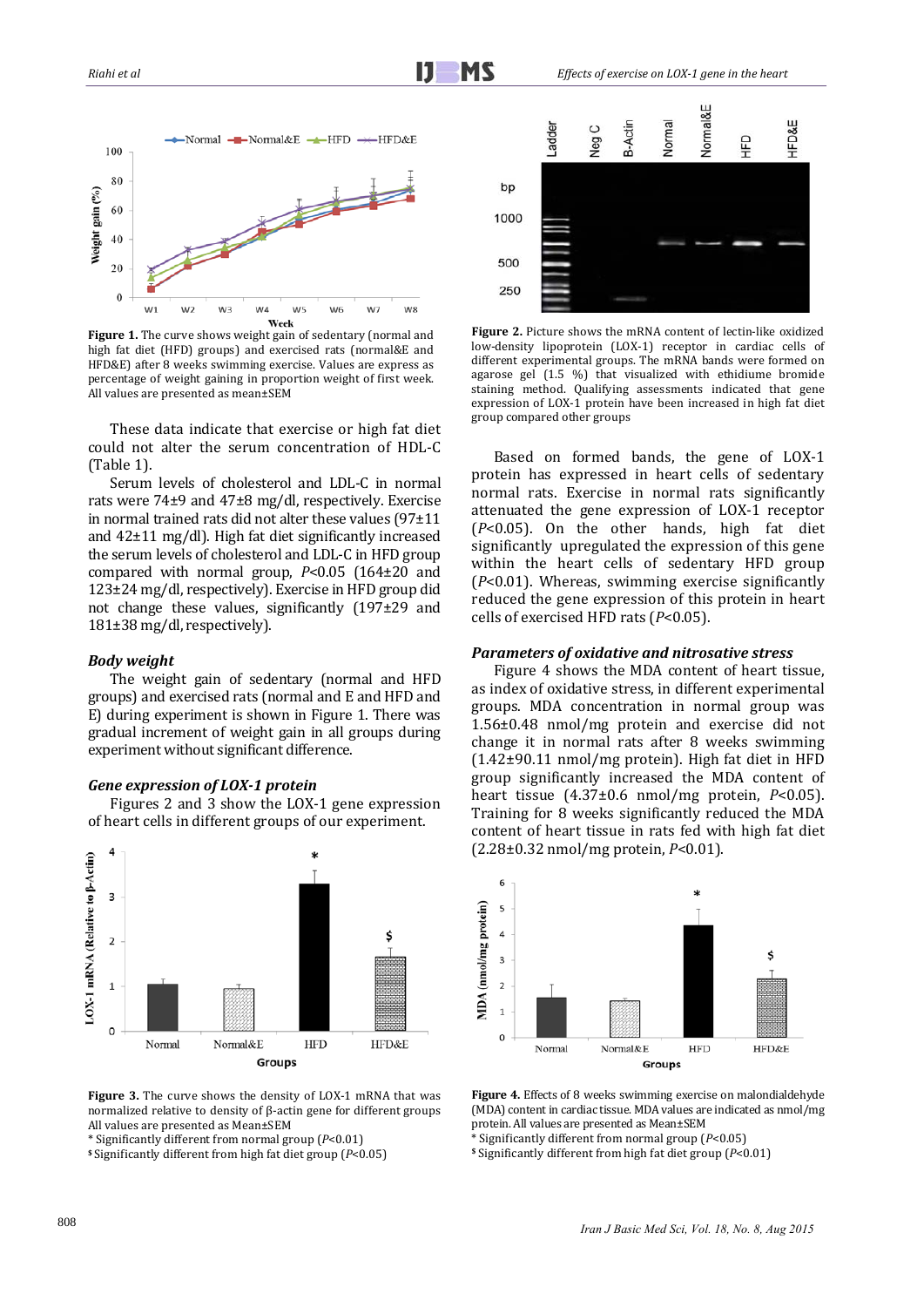Figure 1. The curve shows weight gain of sedentary (normal and high fat diet (HFD) groups) and exercised rats (normal&E and HFD&E) after 8 weeks swimming exercise. Values are express as percentage of weight gaining in proportion weight of first week. All values are presented as mean±SEM

These data indicate that exercise or high fat diet could not alter the serum concentration of HDL-C (Table 1).

Serum levels of cholesterol and LDL-C in normal rats were 74±9 and 47±8 mg/dl, respectively. Exercise in normal trained rats did not alter these values (97±11 and 42±11 mg/dl). High fat diet significantly increased the serum levels of cholesterol and LDL-C in HFD group compared with normal group, $P<0.05$ (164±20 and 123±24 mg/dl, respectively). Exercise in HFD group did not change these values, significantly (197±29 and 181±38 mg/dl, respectively).

### *Body weight*

The weight gain of sedentary (normal and HFD groups) and exercised rats (normal and E and HFD and E) during experiment is shown in Figure 1. There was gradual increment of weight gain in all groups during experiment without significant difference.

### *Gene expression of LOX-1 protein*

Figures 2 and 3 show the LOX-1 gene expression of heart cells in different groups of our experiment.

Figure 3. The curve shows the density of LOX-1 mRNA that was normalized relative to density of β-actin gene for different groups All values are presented as Mean±SEM
* Significantly different from normal group ($P<0.01$)
$ Significantly different from high fat diet group ($P<0.05$)

Figure 2. Picture shows the mRNA content of lectin-like oxidized low-density lipoprotein (LOX-1) receptor in cardiac cells of different experimental groups. The mRNA bands were formed on agarose gel (1.5 %) that visualized with ethidiume bromide staining method. Qualifying assessments indicated that gene expression of LOX-1 protein have been increased in high fat diet group compared other groups

Based on formed bands, the gene of LOX-1 protein has expressed in heart cells of sedentary normal rats. Exercise in normal rats significantly attenuated the gene expression of LOX-1 receptor ($P<0.05$). On the other hands, high fat diet significantly upregulated the expression of this gene within the heart cells of sedentary HFD group ($P<0.01$). Whereas, swimming exercise significantly reduced the gene expression of this protein in heart cells of exercised HFD rats ($P<0.05$).

### *Parameters of oxidative and nitrosative stress*

Figure 4 shows the MDA content of heart tissue, as index of oxidative stress, in different experimental groups. MDA concentration in normal group was 1.56±0.48 nmol/mg protein and exercise did not change it in normal rats after 8 weeks swimming (1.42±90.11 nmol/mg protein). High fat diet in HFD group significantly increased the MDA content of heart tissue (4.37±0.6 nmol/mg protein, $P<0.05$). Training for 8 weeks significantly reduced the MDA content of heart tissue in rats fed with high fat diet (2.28±0.32 nmol/mg protein, $P<0.01$).

Figure 4. Effects of 8 weeks swimming exercise on malondialdehyde (MDA) content in cardiac tissue. MDA values are indicated as nmol/mg protein. All values are presented as Mean±SEM
* Significantly different from normal group ($P<0.05$)
$ Significantly different from high fat diet group ($P<0.01$)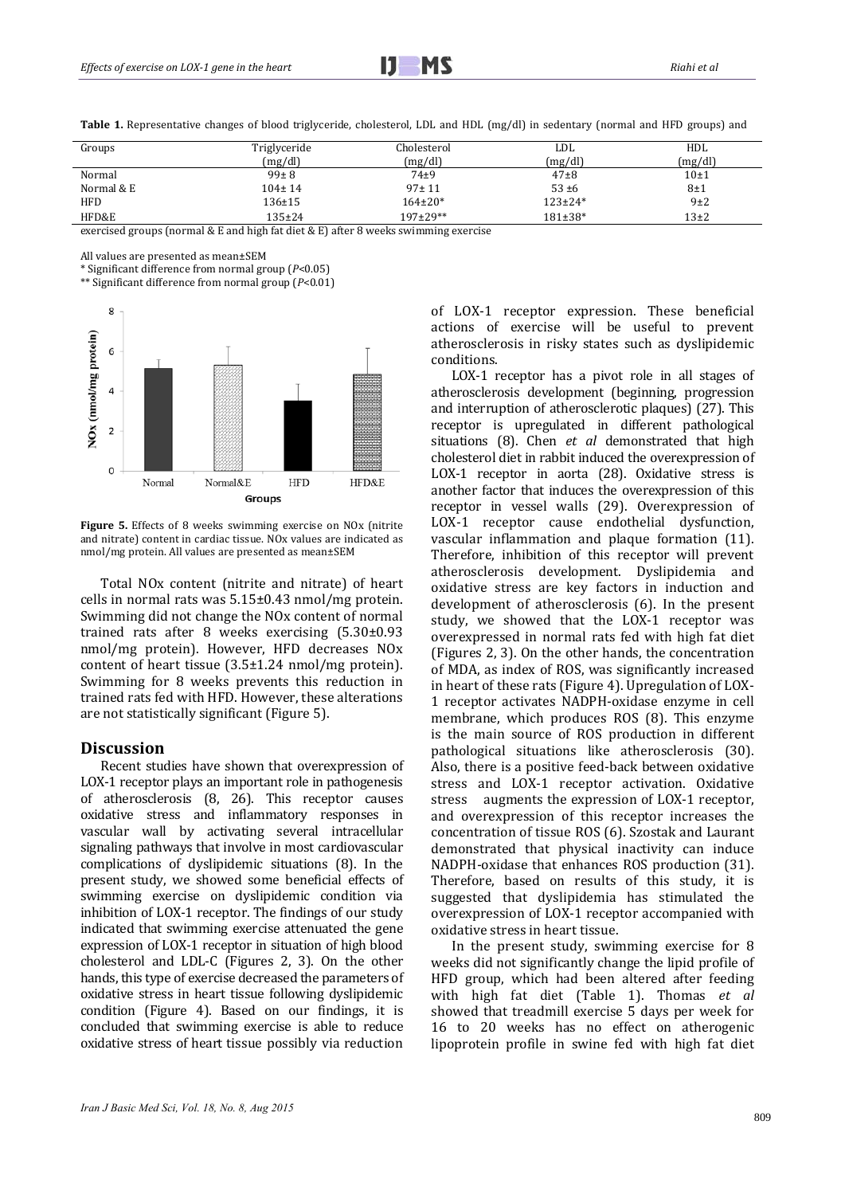**Table 1.** Representative changes of blood triglyceride, cholesterol, LDL and HDL (mg/dl) in sedentary (normal and HFD groups) and exercised groups (normal & E and high fat diet & E) after 8 weeks swimming exercise

| Groups | Triglyceride (mg/dl) | Cholesterol (mg/dl) | LDL (mg/dl) | HDL (mg/dl) |
|---|---|---|---|---|
| Normal | 99± 8 | 74±9 | 47±8 | 10±1 |
| Normal & E | 104± 14 | 97± 11 | 53 ±6 | 8±1 |
| HFD | 136±15 | 164±20* | 123±24* | 9±2 |
| HFD&E | 135±24 | 197±29** | 181±38* | 13±2 |

All values are presented as mean±SEM

\* Significant difference from normal group ($P<0.05$)

\*\* Significant difference from normal group ($P<0.01$)

**Figure 5.** Effects of 8 weeks swimming exercise on NOx (nitrite and nitrate) content in cardiac tissue. NOx values are indicated as nmol/mg protein. All values are presented as mean±SEM

Total NOx content (nitrite and nitrate) of heart cells in normal rats was 5.15±0.43 nmol/mg protein. Swimming did not change the NOx content of normal trained rats after 8 weeks exercising (5.30±0.93 nmol/mg protein). However, HFD decreases NOx content of heart tissue (3.5±1.24 nmol/mg protein). Swimming for 8 weeks prevents this reduction in trained rats fed with HFD. However, these alterations are not statistically significant (Figure 5).

## Discussion

Recent studies have shown that overexpression of LOX-1 receptor plays an important role in pathogenesis of atherosclerosis (8, 26). This receptor causes oxidative stress and inflammatory responses in vascular wall by activating several intracellular signaling pathways that involve in most cardiovascular complications of dyslipidemic situations (8). In the present study, we showed some beneficial effects of swimming exercise on dyslipidemic condition via inhibition of LOX-1 receptor. The findings of our study indicated that swimming exercise attenuated the gene expression of LOX-1 receptor in situation of high blood cholesterol and LDL-C (Figures 2, 3). On the other hands, this type of exercise decreased the parameters of oxidative stress in heart tissue following dyslipidemic condition (Figure 4). Based on our findings, it is concluded that swimming exercise is able to reduce oxidative stress of heart tissue possibly via reduction of LOX-1 receptor expression. These beneficial actions of exercise will be useful to prevent atherosclerosis in risky states such as dyslipidemic conditions.

LOX-1 receptor has a pivot role in all stages of atherosclerosis development (beginning, progression and interruption of atherosclerotic plaques) (27). This receptor is upregulated in different pathological situations (8). Chen *et al* demonstrated that high cholesterol diet in rabbit induced the overexpression of LOX-1 receptor in aorta (28). Oxidative stress is another factor that induces the overexpression of this receptor in vessel walls (29). Overexpression of LOX-1 receptor cause endothelial dysfunction, vascular inflammation and plaque formation (11). Therefore, inhibition of this receptor will prevent atherosclerosis development. Dyslipidemia and oxidative stress are key factors in induction and development of atherosclerosis (6). In the present study, we showed that the LOX-1 receptor was overexpressed in normal rats fed with high fat diet (Figures 2, 3). On the other hands, the concentration of MDA, as index of ROS, was significantly increased in heart of these rats (Figure 4). Upregulation of LOX-1 receptor activates NADPH-oxidase enzyme in cell membrane, which produces ROS (8). This enzyme is the main source of ROS production in different pathological situations like atherosclerosis (30). Also, there is a positive feed-back between oxidative stress and LOX-1 receptor activation. Oxidative stress augments the expression of LOX-1 receptor, and overexpression of this receptor increases the concentration of tissue ROS (6). Szostak and Laurant demonstrated that physical inactivity can induce NADPH-oxidase that enhances ROS production (31). Therefore, based on results of this study, it is suggested that dyslipidemia has stimulated the overexpression of LOX-1 receptor accompanied with oxidative stress in heart tissue.

In the present study, swimming exercise for 8 weeks did not significantly change the lipid profile of HFD group, which had been altered after feeding with high fat diet (Table 1). Thomas *et al* showed that treadmill exercise 5 days per week for 16 to 20 weeks has no effect on atherogenic lipoprotein profile in swine fed with high fat diet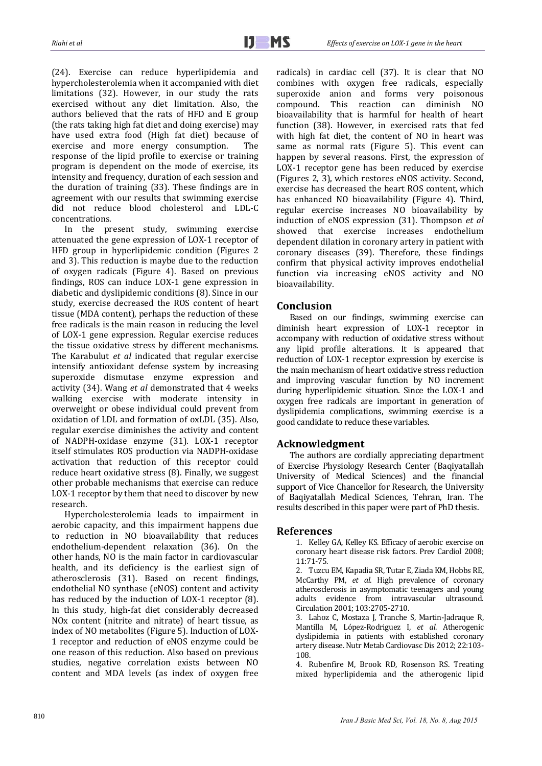(24). Exercise can reduce hyperlipidemia and hypercholesterolemia when it accompanied with diet limitations (32). However, in our study the rats exercised without any diet limitation. Also, the authors believed that the rats of HFD and E group (the rats taking high fat diet and doing exercise) may have used extra food (High fat diet) because of exercise and more energy consumption. The response of the lipid profile to exercise or training program is dependent on the mode of exercise, its intensity and frequency, duration of each session and the duration of training (33). These findings are in agreement with our results that swimming exercise did not reduce blood cholesterol and LDL-C concentrations.

In the present study, swimming exercise attenuated the gene expression of LOX-1 receptor of HFD group in hyperlipidemic condition (Figures 2 and 3). This reduction is maybe due to the reduction of oxygen radicals (Figure 4). Based on previous findings, ROS can induce LOX-1 gene expression in diabetic and dyslipidemic conditions (8). Since in our study, exercise decreased the ROS content of heart tissue (MDA content), perhaps the reduction of these free radicals is the main reason in reducing the level of LOX-1 gene expression. Regular exercise reduces the tissue oxidative stress by different mechanisms. The Karabulut *et al* indicated that regular exercise intensify antioxidant defense system by increasing superoxide dismutase enzyme expression and activity (34). Wang *et al* demonstrated that 4 weeks walking exercise with moderate intensity in overweight or obese individual could prevent from oxidation of LDL and formation of oxLDL (35). Also, regular exercise diminishes the activity and content of NADPH-oxidase enzyme (31). LOX-1 receptor itself stimulates ROS production via NADPH-oxidase activation that reduction of this receptor could reduce heart oxidative stress (8). Finally, we suggest other probable mechanisms that exercise can reduce LOX-1 receptor by them that need to discover by new research.

Hypercholesterolemia leads to impairment in aerobic capacity, and this impairment happens due to reduction in NO bioavailability that reduces endothelium-dependent relaxation (36). On the other hands, NO is the main factor in cardiovascular health, and its deficiency is the earliest sign of atherosclerosis (31). Based on recent findings, endothelial NO synthase (eNOS) content and activity has reduced by the induction of LOX-1 receptor (8). In this study, high-fat diet considerably decreased NOx content (nitrite and nitrate) of heart tissue, as index of NO metabolites (Figure 5). Induction of LOX-1 receptor and reduction of eNOS enzyme could be one reason of this reduction. Also based on previous studies, negative correlation exists between NO content and MDA levels (as index of oxygen free radicals) in cardiac cell (37). It is clear that NO combines with oxygen free radicals, especially superoxide anion and forms very poisonous compound. This reaction can diminish NO bioavailability that is harmful for health of heart function (38). However, in exercised rats that fed with high fat diet, the content of NO in heart was same as normal rats (Figure 5). This event can happen by several reasons. First, the expression of LOX-1 receptor gene has been reduced by exercise (Figures 2, 3), which restores eNOS activity. Second, exercise has decreased the heart ROS content, which has enhanced NO bioavailability (Figure 4). Third, regular exercise increases NO bioavailability by induction of eNOS expression (31). Thompson *et al* showed that exercise increases endothelium dependent dilation in coronary artery in patient with coronary diseases (39). Therefore, these findings confirm that physical activity improves endothelial function via increasing eNOS activity and NO bioavailability.

## Conclusion

Based on our findings, swimming exercise can diminish heart expression of LOX-1 receptor in accompany with reduction of oxidative stress without any lipid profile alterations. It is appeared that reduction of LOX-1 receptor expression by exercise is the main mechanism of heart oxidative stress reduction and improving vascular function by NO increment during hyperlipidemic situation. Since the LOX-1 and oxygen free radicals are important in generation of dyslipidemia complications, swimming exercise is a good candidate to reduce these variables.

## Acknowledgment

The authors are cordially appreciating department of Exercise Physiology Research Center (Baqiyatallah University of Medical Sciences) and the financial support of Vice Chancellor for Research, the University of Baqiyatallah Medical Sciences, Tehran, Iran. The results described in this paper were part of PhD thesis.

## References

1. Kelley GA, Kelley KS. Efficacy of aerobic exercise on coronary heart disease risk factors. Prev Cardiol 2008; 11:71-75.
2. Tuzcu EM, Kapadia SR, Tutar E, Ziada KM, Hobbs RE, McCarthy PM, *et al.* High prevalence of coronary atherosclerosis in asymptomatic teenagers and young adults evidence from intravascular ultrasound. Circulation 2001; 103:2705-2710.
3. Lahoz C, Mostaza J, Tranche S, Martin-Jadraque R, Mantilla M, López-Rodriguez I, *et al.* Atherogenic dyslipidemia in patients with established coronary artery disease. Nutr Metab Cardiovasc Dis 2012; 22:103-108.
4. Rubenfire M, Brook RD, Rosenson RS. Treating mixed hyperlipidemia and the atherogenic lipid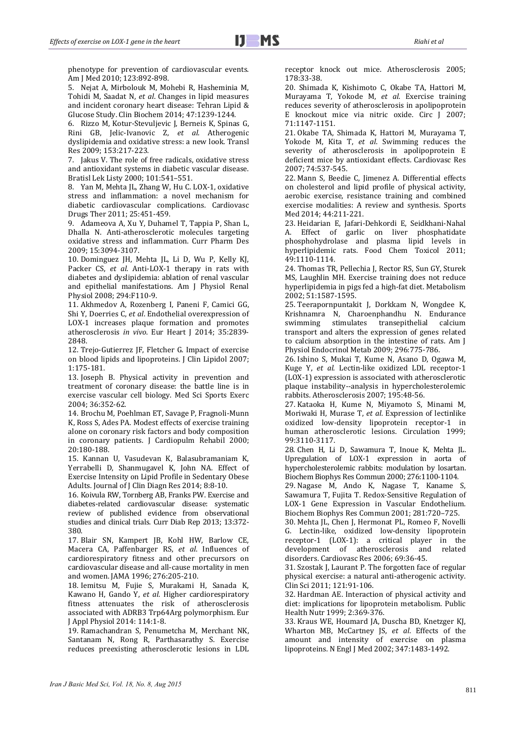phenotype for prevention of cardiovascular events. Am J Med 2010; 123:892-898.

5. Nejat A, Mirbolouk M, Mohebi R, Hasheminia M, Tohidi M, Saadat N, *et al*. Changes in lipid measures and incident coronary heart disease: Tehran Lipid & Glucose Study. Clin Biochem 2014; 47:1239-1244.

6. Rizzo M, Kotur-Stevuljevic J, Berneis K, Spinas G, Rini GB, Jelic-Ivanovic Z, *et al*. Atherogenic dyslipidemia and oxidative stress: a new look. Transl Res 2009; 153:217-223.

7. Jakus V. The role of free radicals, oxidative stress and antioxidant systems in diabetic vascular disease. Bratisl Lek Listy 2000; 101:541–551.

8. Yan M, Mehta JL, Zhang W, Hu C. LOX-1, oxidative stress and inflammation: a novel mechanism for diabetic cardiovascular complications. Cardiovasc Drugs Ther 2011; 25:451-459.

9. Adameova A, Xu Y, Duhamel T, Tappia P, Shan L, Dhalla N. Anti-atherosclerotic molecules targeting oxidative stress and inflammation. Curr Pharm Des 2009; 15:3094-3107.

10. Dominguez JH, Mehta JL, Li D, Wu P, Kelly KJ, Packer CS, *et al*. Anti-LOX-1 therapy in rats with diabetes and dyslipidemia: ablation of renal vascular and epithelial manifestations. Am J Physiol Renal Physiol 2008; 294:F110-9.

11. Akhmedov A, Rozenberg I, Paneni F, Camici GG, Shi Y, Doerries C, *et al*. Endothelial overexpression of LOX-1 increases plaque formation and promotes atherosclerosis *in vivo*. Eur Heart J 2014; 35:2839-2848.

12. Trejo-Gutierrez JF, Fletcher G. Impact of exercise on blood lipids and lipoproteins. J Clin Lipidol 2007; 1:175-181.

13. Joseph B. Physical activity in prevention and treatment of coronary disease: the battle line is in exercise vascular cell biology. Med Sci Sports Exerc 2004; 36:352-62.

14. Brochu M, Poehlman ET, Savage P, Fragnoli-Munn K, Ross S, Ades PA. Modest effects of exercise training alone on coronary risk factors and body composition in coronary patients. J Cardiopulm Rehabil 2000; 20:180-188.

15. Kannan U, Vasudevan K, Balasubramaniam K, Yerrabelli D, Shanmugavel K, John NA. Effect of Exercise Intensity on Lipid Profile in Sedentary Obese Adults. Journal of J Clin Diagn Res 2014; 8:8-10.

16. Koivula RW, Tornberg AB, Franks PW. Exercise and diabetes-related cardiovascular disease: systematic review of published evidence from observational studies and clinical trials. Curr Diab Rep 2013; 13:372-380.

17. Blair SN, Kampert JB, Kohl HW, Barlow CE, Macera CA, Paffenbarger RS, *et al*. Influences of cardiorespiratory fitness and other precursors on cardiovascular disease and all-cause mortality in men and women. JAMA 1996; 276:205-210.

18. Iemitsu M, Fujie S, Murakami H, Sanada K, Kawano H, Gando Y, *et al*. Higher cardiorespiratory fitness attenuates the risk of atherosclerosis associated with ADRB3 Trp64Arg polymorphism. Eur J Appl Physiol 2014: 114:1-8.

19. Ramachandran S, Penumetcha M, Merchant NK, Santanam N, Rong R, Parthasarathy S. Exercise reduces preexisting atherosclerotic lesions in LDL receptor knock out mice. Atherosclerosis 2005; 178:33-38.

20. Shimada K, Kishimoto C, Okabe TA, Hattori M, Murayama T, Yokode M, *et al*. Exercise training reduces severity of atherosclerosis in apolipoprotein E knockout mice via nitric oxide. Circ J 2007; 71:1147-1151.

21. Okabe TA, Shimada K, Hattori M, Murayama T, Yokode M, Kita T, *et al*. Swimming reduces the severity of atherosclerosis in apolipoprotein E deficient mice by antioxidant effects. Cardiovasc Res 2007; 74:537-545.

22. Mann S, Beedie C, Jimenez A. Differential effects on cholesterol and lipid profile of physical activity, aerobic exercise, resistance training and combined exercise modalities: A review and synthesis. Sports Med 2014; 44:211-221.

23. Heidarian E, Jafari-Dehkordi E, Seidkhani-Nahal A. Effect of garlic on liver phosphatidate phosphohydrolase and plasma lipid levels in hyperlipidemic rats. Food Chem Toxicol 2011; 49:1110-1114.

24. Thomas TR, Pellechia J, Rector RS, Sun GY, Sturek MS, Laughlin MH. Exercise training does not reduce hyperlipidemia in pigs fed a high-fat diet. Metabolism 2002; 51:1587-1595.

25. Teerapornpuntakit J, Dorkkam N, Wongdee K, Krishnamra N, Charoenphandhu N. Endurance swimming stimulates transepithelial calcium transport and alters the expression of genes related to calcium absorption in the intestine of rats. Am J Physiol Endocrinol Metab 2009; 296:775-786.

26. Ishino S, Mukai T, Kume N, Asano D, Ogawa M, Kuge Y, *et al*. Lectin-like oxidized LDL receptor-1 (LOX-1) expression is associated with atherosclerotic plaque instability--analysis in hypercholesterolemic rabbits. Atherosclerosis 2007; 195:48-56.

27. Kataoka H, Kume N, Miyamoto S, Minami M, Moriwaki H, Murase T, *et al*. Expression of lectinlike oxidized low-density lipoprotein receptor-1 in human atherosclerotic lesions. Circulation 1999; 99:3110-3117.

28. Chen H, Li D, Sawamura T, Inoue K, Mehta JL. Upregulation of LOX-1 expression in aorta of hypercholesterolemic rabbits: modulation by losartan. Biochem Biophys Res Commun 2000; 276:1100-1104.

29. Nagase M, Ando K, Nagase T, Kaname S, Sawamura T, Fujita T. Redox-Sensitive Regulation of LOX-1 Gene Expression in Vascular Endothelium. Biochem Biophys Res Commun 2001; 281:720–725.

30. Mehta JL, Chen J, Hermonat PL, Romeo F, Novelli G. Lectin-like, oxidized low-density lipoprotein receptor-1 (LOX-1): a critical player in the development of atherosclerosis and related disorders. Cardiovasc Res 2006; 69:36-45.

31. Szostak J, Laurant P. The forgotten face of regular physical exercise: a natural anti-atherogenic activity. Clin Sci 2011; 121:91-106.

32. Hardman AE. Interaction of physical activity and diet: implications for lipoprotein metabolism. Public Health Nutr 1999; 2:369-376.

33. Kraus WE, Houmard JA, Duscha BD, Knetzger KJ, Wharton MB, McCartney JS, *et al*. Effects of the amount and intensity of exercise on plasma lipoproteins. N Engl J Med 2002; 347:1483-1492.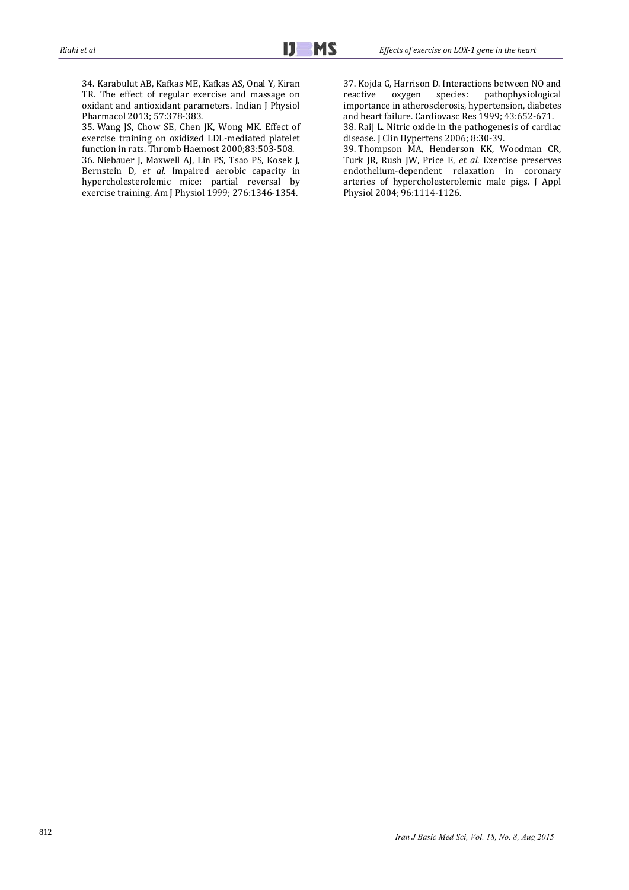34. Karabulut AB, Kafkas ME, Kafkas AS, Onal Y, Kiran TR. The effect of regular exercise and massage on oxidant and antioxidant parameters. Indian J Physiol Pharmacol 2013; 57:378-383.

35. Wang JS, Chow SE, Chen JK, Wong MK. Effect of exercise training on oxidized LDL-mediated platelet function in rats. Thromb Haemost 2000;83:503-508.

36. Niebauer J, Maxwell AJ, Lin PS, Tsao PS, Kosek J, Bernstein D, *et al*. Impaired aerobic capacity in hypercholesterolemic mice: partial reversal by exercise training. Am J Physiol 1999; 276:1346-1354.

37. Kojda G, Harrison D. Interactions between NO and reactive oxygen species: pathophysiological importance in atherosclerosis, hypertension, diabetes and heart failure. Cardiovasc Res 1999; 43:652-671.

38. Raij L. Nitric oxide in the pathogenesis of cardiac disease. J Clin Hypertens 2006; 8:30-39.

39. Thompson MA, Henderson KK, Woodman CR, Turk JR, Rush JW, Price E, *et al*. Exercise preserves endothelium-dependent relaxation in coronary arteries of hypercholesterolemic male pigs. J Appl Physiol 2004; 96:1114-1126.